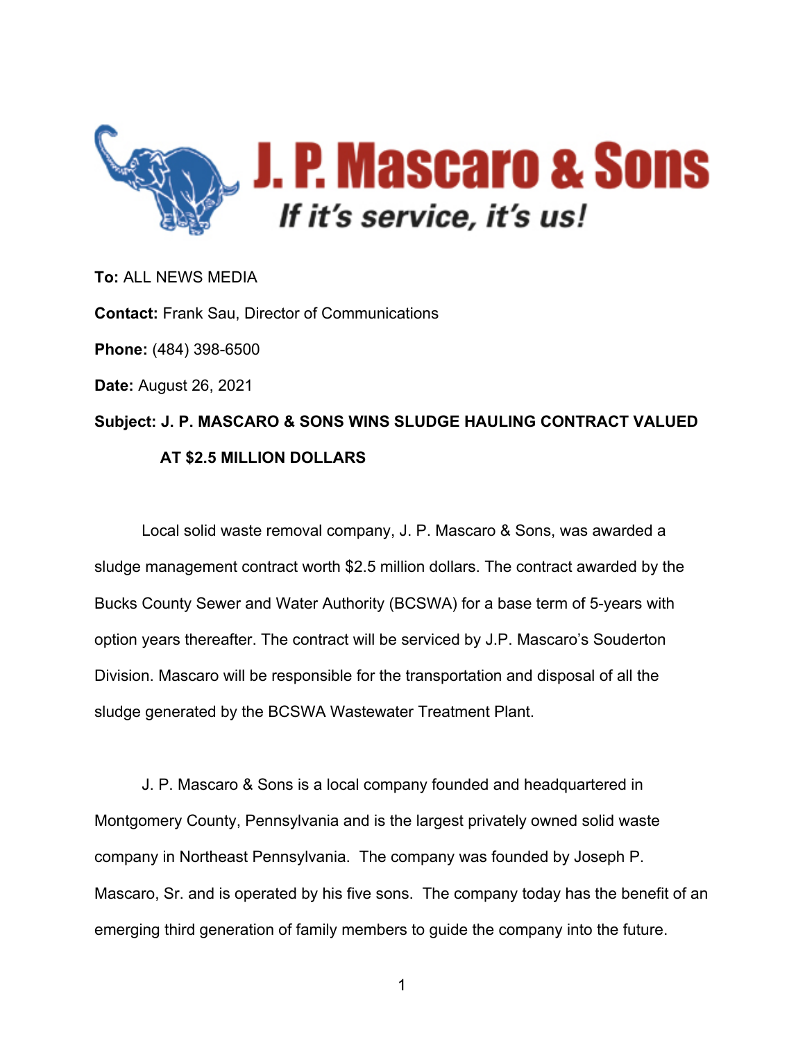# J. P. Mascaro & Sons

*If it's service, it's us!*

**To:** ALL NEWS MEDIA

**Contact:** Frank Sau, Director of Communications

**Phone:** (484) 398-6500

**Date:** August 26, 2021

**Subject: J. P. MASCARO & SONS WINS SLUDGE HAULING CONTRACT VALUED AT $2.5 MILLION DOLLARS**

Local solid waste removal company, J. P. Mascaro & Sons, was awarded a sludge management contract worth $2.5 million dollars. The contract awarded by the Bucks County Sewer and Water Authority (BCSWA) for a base term of 5-years with option years thereafter. The contract will be serviced by J.P. Mascaro's Souderton Division. Mascaro will be responsible for the transportation and disposal of all the sludge generated by the BCSWA Wastewater Treatment Plant.

J. P. Mascaro & Sons is a local company founded and headquartered in Montgomery County, Pennsylvania and is the largest privately owned solid waste company in Northeast Pennsylvania. The company was founded by Joseph P. Mascaro, Sr. and is operated by his five sons. The company today has the benefit of an emerging third generation of family members to guide the company into the future.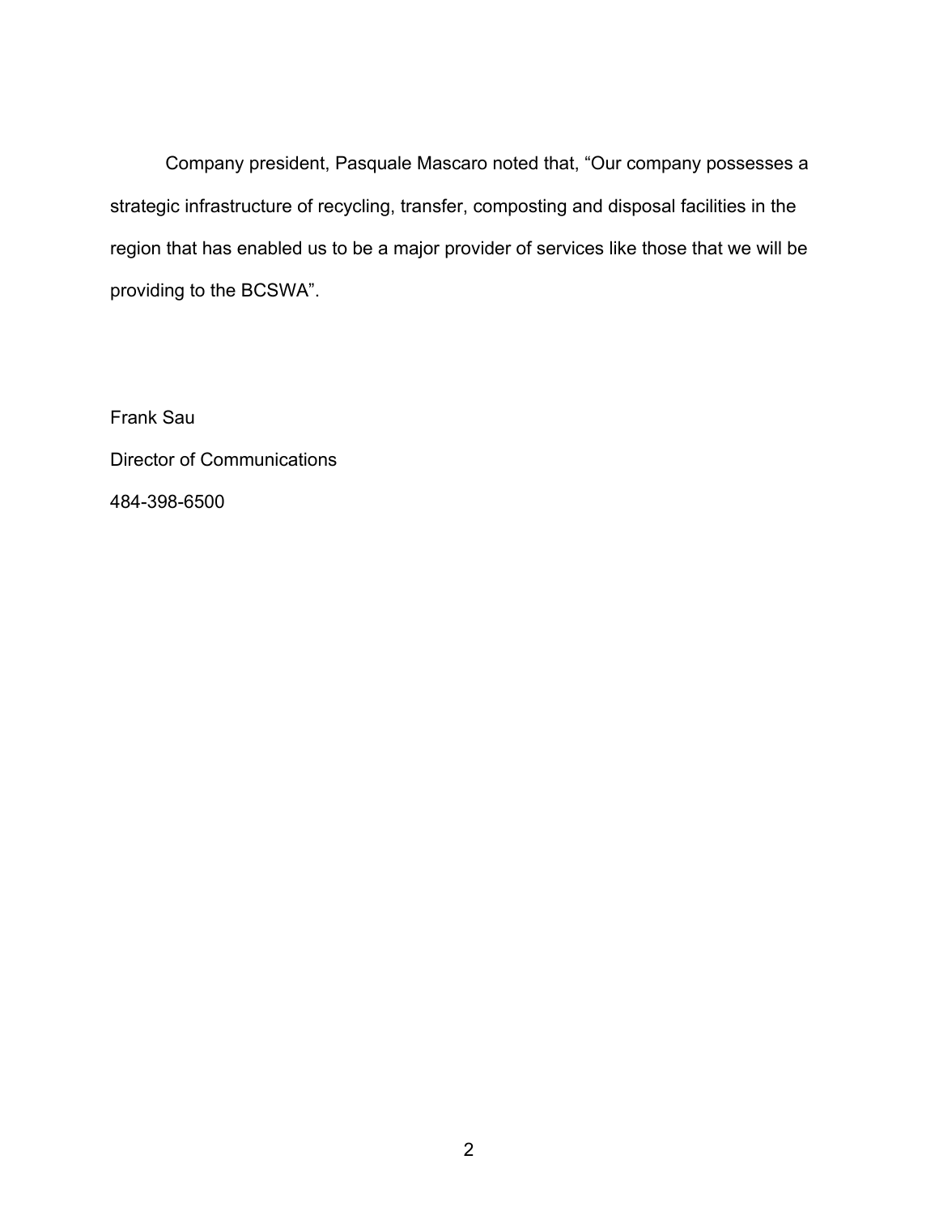Company president, Pasquale Mascaro noted that, “Our company possesses a strategic infrastructure of recycling, transfer, composting and disposal facilities in the region that has enabled us to be a major provider of services like those that we will be providing to the BCSWA”.

Frank Sau

Director of Communications

484-398-6500